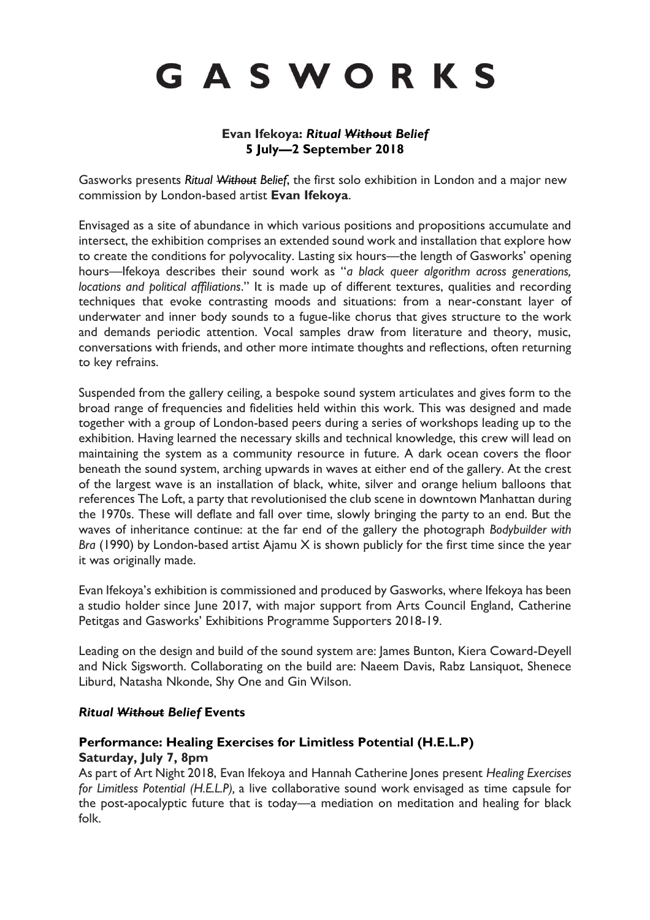# GASWORKS

**Evan Ifekoya: *Ritual ~~Without~~ Belief***
**5 July—2 September 2018**

Gasworks presents *Ritual ~~Without~~ Belief*, the first solo exhibition in London and a major new commission by London-based artist **Evan Ifekoya**.

Envisaged as a site of abundance in which various positions and propositions accumulate and intersect, the exhibition comprises an extended sound work and installation that explore how to create the conditions for polyvocality. Lasting six hours—the length of Gasworks' opening hours—Ifekoya describes their sound work as "*a black queer algorithm across generations, locations and political affiliations*." It is made up of different textures, qualities and recording techniques that evoke contrasting moods and situations: from a near-constant layer of underwater and inner body sounds to a fugue-like chorus that gives structure to the work and demands periodic attention. Vocal samples draw from literature and theory, music, conversations with friends, and other more intimate thoughts and reflections, often returning to key refrains.

Suspended from the gallery ceiling, a bespoke sound system articulates and gives form to the broad range of frequencies and fidelities held within this work. This was designed and made together with a group of London-based peers during a series of workshops leading up to the exhibition. Having learned the necessary skills and technical knowledge, this crew will lead on maintaining the system as a community resource in future. A dark ocean covers the floor beneath the sound system, arching upwards in waves at either end of the gallery. At the crest of the largest wave is an installation of black, white, silver and orange helium balloons that references The Loft, a party that revolutionised the club scene in downtown Manhattan during the 1970s. These will deflate and fall over time, slowly bringing the party to an end. But the waves of inheritance continue: at the far end of the gallery the photograph *Bodybuilder with Bra* (1990) by London-based artist Ajamu X is shown publicly for the first time since the year it was originally made.

Evan Ifekoya's exhibition is commissioned and produced by Gasworks, where Ifekoya has been a studio holder since June 2017, with major support from Arts Council England, Catherine Petitgas and Gasworks' Exhibitions Programme Supporters 2018-19.

Leading on the design and build of the sound system are: James Bunton, Kiera Coward-Deyell and Nick Sigsworth. Collaborating on the build are: Naeem Davis, Rabz Lansiquot, Shenece Liburd, Natasha Nkonde, Shy One and Gin Wilson.

## *Ritual ~~Without~~ Belief* Events

### Performance: Healing Exercises for Limitless Potential (H.E.L.P)
**Saturday, July 7, 8pm**

As part of Art Night 2018, Evan Ifekoya and Hannah Catherine Jones present *Healing Exercises for Limitless Potential (H.E.L.P),* a live collaborative sound work envisaged as time capsule for the post-apocalyptic future that is today—a mediation on meditation and healing for black folk.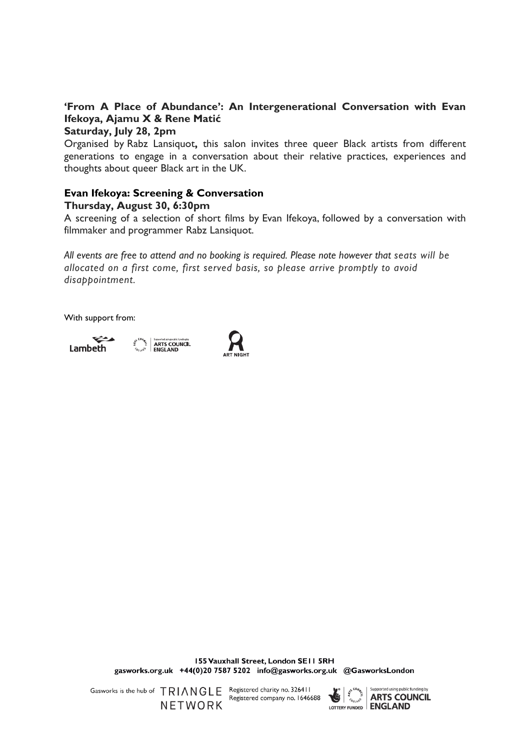**'From A Place of Abundance': An Intergenerational Conversation with Evan Ifekoya, Ajamu X & Rene Matić**
**Saturday, July 28, 2pm**

Organised by Rabz Lansiquot**,** this salon invites three queer Black artists from different generations to engage in a conversation about their relative practices, experiences and thoughts about queer Black art in the UK.

**Evan Ifekoya: Screening & Conversation**
**Thursday, August 30, 6:30pm**

A screening of a selection of short films by Evan Ifekoya, followed by a conversation with filmmaker and programmer Rabz Lansiquot.

*All events are free to attend and no booking is required. Please note however that seats will be allocated on a first come, first served basis, so please arrive promptly to avoid disappointment.*

With support from:

Lambeth

Supported using public funding by ARTS COUNCIL ENGLAND

ART NIGHT

**155 Vauxhall Street, London SE11 5RH**
**gasworks.org.uk +44(0)20 7587 5202 info@gasworks.org.uk @GasworksLondon**

Gasworks is the hub of TRIANGLE NETWORK Registered charity no. 326411 Registered company no. 1646688

LOTTERY FUNDED | Supported using public funding by ARTS COUNCIL ENGLAND